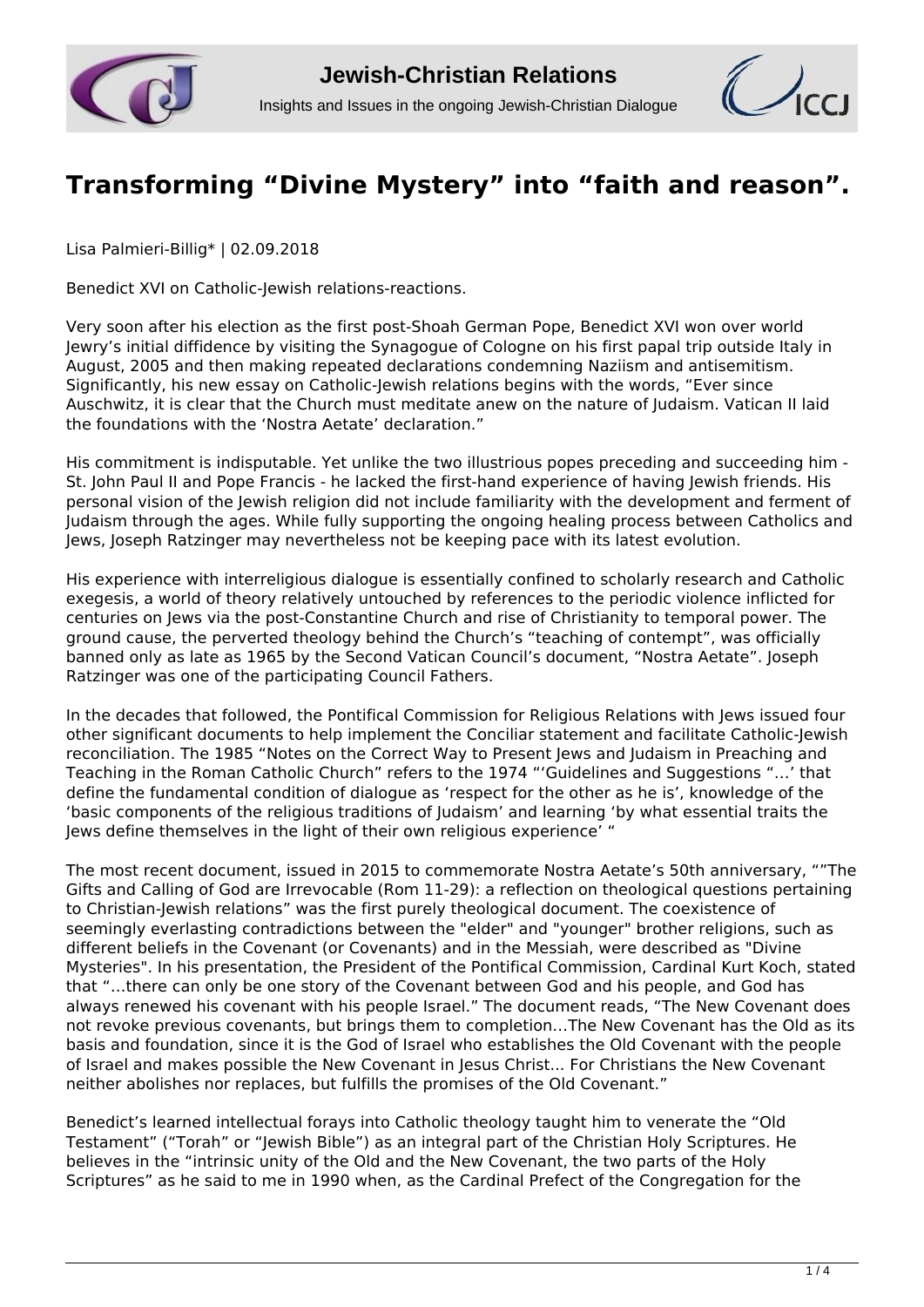# Transforming "Divine Mystery" into "faith and reason".

Lisa Palmieri-Billig* | 02.09.2018

Benedict XVI on Catholic-Jewish relations-reactions.

Very soon after his election as the first post-Shoah German Pope, Benedict XVI won over world Jewry's initial diffidence by visiting the Synagogue of Cologne on his first papal trip outside Italy in August, 2005 and then making repeated declarations condemning Naziism and antisemitism. Significantly, his new essay on Catholic-Jewish relations begins with the words, "Ever since Auschwitz, it is clear that the Church must meditate anew on the nature of Judaism. Vatican II laid the foundations with the 'Nostra Aetate' declaration."

His commitment is indisputable. Yet unlike the two illustrious popes preceding and succeeding him - St. John Paul II and Pope Francis - he lacked the first-hand experience of having Jewish friends. His personal vision of the Jewish religion did not include familiarity with the development and ferment of Judaism through the ages. While fully supporting the ongoing healing process between Catholics and Jews, Joseph Ratzinger may nevertheless not be keeping pace with its latest evolution.

His experience with interreligious dialogue is essentially confined to scholarly research and Catholic exegesis, a world of theory relatively untouched by references to the periodic violence inflicted for centuries on Jews via the post-Constantine Church and rise of Christianity to temporal power. The ground cause, the perverted theology behind the Church's "teaching of contempt", was officially banned only as late as 1965 by the Second Vatican Council's document, "Nostra Aetate". Joseph Ratzinger was one of the participating Council Fathers.

In the decades that followed, the Pontifical Commission for Religious Relations with Jews issued four other significant documents to help implement the Conciliar statement and facilitate Catholic-Jewish reconciliation. The 1985 "Notes on the Correct Way to Present Jews and Judaism in Preaching and Teaching in the Roman Catholic Church" refers to the 1974 "'Guidelines and Suggestions "…' that define the fundamental condition of dialogue as 'respect for the other as he is', knowledge of the 'basic components of the religious traditions of Judaism' and learning 'by what essential traits the Jews define themselves in the light of their own religious experience' "

The most recent document, issued in 2015 to commemorate Nostra Aetate's 50th anniversary, ""The Gifts and Calling of God are Irrevocable (Rom 11-29): a reflection on theological questions pertaining to Christian-Jewish relations" was the first purely theological document. The coexistence of seemingly everlasting contradictions between the "elder" and "younger" brother religions, such as different beliefs in the Covenant (or Covenants) and in the Messiah, were described as "Divine Mysteries". In his presentation, the President of the Pontifical Commission, Cardinal Kurt Koch, stated that "…there can only be one story of the Covenant between God and his people, and God has always renewed his covenant with his people Israel." The document reads, "The New Covenant does not revoke previous covenants, but brings them to completion…The New Covenant has the Old as its basis and foundation, since it is the God of Israel who establishes the Old Covenant with the people of Israel and makes possible the New Covenant in Jesus Christ… For Christians the New Covenant neither abolishes nor replaces, but fulfills the promises of the Old Covenant."

Benedict's learned intellectual forays into Catholic theology taught him to venerate the "Old Testament" ("Torah" or "Jewish Bible") as an integral part of the Christian Holy Scriptures. He believes in the "intrinsic unity of the Old and the New Covenant, the two parts of the Holy Scriptures" as he said to me in 1990 when, as the Cardinal Prefect of the Congregation for the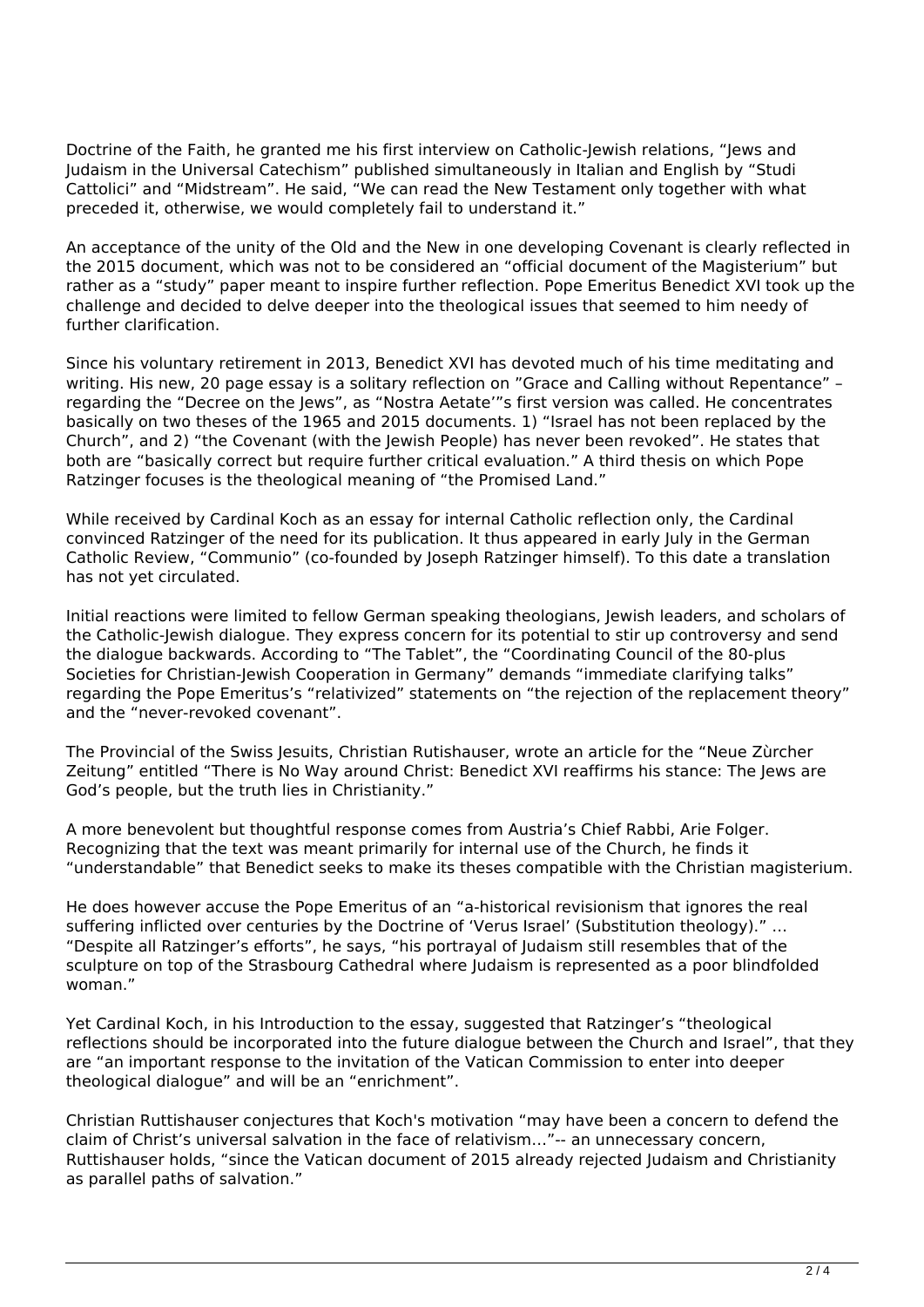Doctrine of the Faith, he granted me his first interview on Catholic-Jewish relations, "Jews and Judaism in the Universal Catechism" published simultaneously in Italian and English by "Studi Cattolici" and "Midstream". He said, "We can read the New Testament only together with what preceded it, otherwise, we would completely fail to understand it."

An acceptance of the unity of the Old and the New in one developing Covenant is clearly reflected in the 2015 document, which was not to be considered an "official document of the Magisterium" but rather as a "study" paper meant to inspire further reflection. Pope Emeritus Benedict XVI took up the challenge and decided to delve deeper into the theological issues that seemed to him needy of further clarification.

Since his voluntary retirement in 2013, Benedict XVI has devoted much of his time meditating and writing. His new, 20 page essay is a solitary reflection on "Grace and Calling without Repentance" – regarding the "Decree on the Jews", as "Nostra Aetate'"s first version was called. He concentrates basically on two theses of the 1965 and 2015 documents. 1) "Israel has not been replaced by the Church", and 2) "the Covenant (with the Jewish People) has never been revoked". He states that both are "basically correct but require further critical evaluation." A third thesis on which Pope Ratzinger focuses is the theological meaning of "the Promised Land."

While received by Cardinal Koch as an essay for internal Catholic reflection only, the Cardinal convinced Ratzinger of the need for its publication. It thus appeared in early July in the German Catholic Review, "Communio" (co-founded by Joseph Ratzinger himself). To this date a translation has not yet circulated.

Initial reactions were limited to fellow German speaking theologians, Jewish leaders, and scholars of the Catholic-Jewish dialogue. They express concern for its potential to stir up controversy and send the dialogue backwards. According to "The Tablet", the "Coordinating Council of the 80-plus Societies for Christian-Jewish Cooperation in Germany" demands "immediate clarifying talks" regarding the Pope Emeritus's "relativized" statements on "the rejection of the replacement theory" and the "never-revoked covenant".

The Provincial of the Swiss Jesuits, Christian Rutishauser, wrote an article for the "Neue Zùrcher Zeitung" entitled "There is No Way around Christ: Benedict XVI reaffirms his stance: The Jews are God's people, but the truth lies in Christianity."

A more benevolent but thoughtful response comes from Austria's Chief Rabbi, Arie Folger. Recognizing that the text was meant primarily for internal use of the Church, he finds it "understandable" that Benedict seeks to make its theses compatible with the Christian magisterium.

He does however accuse the Pope Emeritus of an "a-historical revisionism that ignores the real suffering inflicted over centuries by the Doctrine of 'Verus Israel' (Substitution theology)." … "Despite all Ratzinger's efforts", he says, "his portrayal of Judaism still resembles that of the sculpture on top of the Strasbourg Cathedral where Judaism is represented as a poor blindfolded woman."

Yet Cardinal Koch, in his Introduction to the essay, suggested that Ratzinger's "theological reflections should be incorporated into the future dialogue between the Church and Israel", that they are "an important response to the invitation of the Vatican Commission to enter into deeper theological dialogue" and will be an "enrichment".

Christian Ruttishauser conjectures that Koch's motivation "may have been a concern to defend the claim of Christ's universal salvation in the face of relativism…"-- an unnecessary concern, Ruttishauser holds, "since the Vatican document of 2015 already rejected Judaism and Christianity as parallel paths of salvation."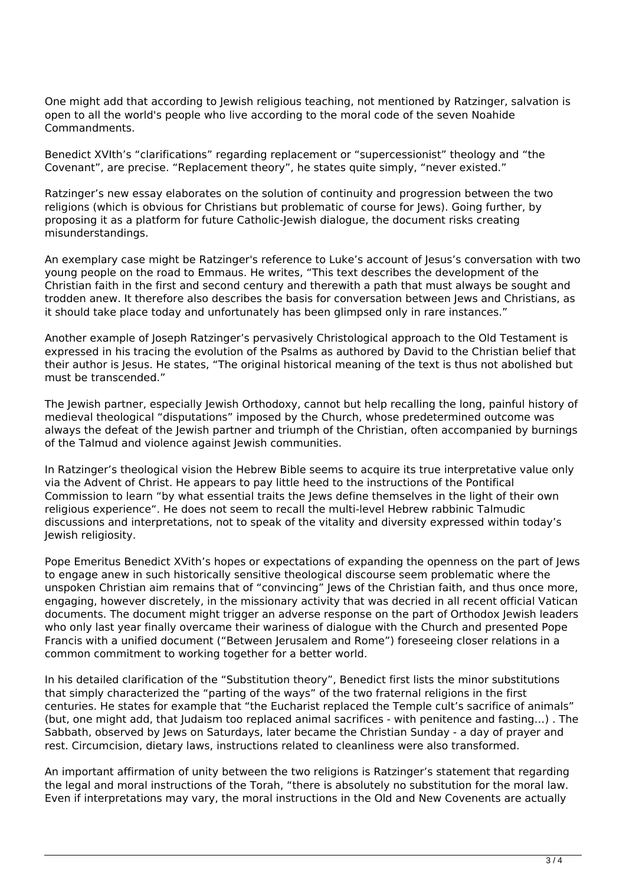One might add that according to Jewish religious teaching, not mentioned by Ratzinger, salvation is open to all the world's people who live according to the moral code of the seven Noahide Commandments.

Benedict XVIth's "clarifications" regarding replacement or "supercessionist" theology and "the Covenant", are precise. "Replacement theory", he states quite simply, "never existed."

Ratzinger's new essay elaborates on the solution of continuity and progression between the two religions (which is obvious for Christians but problematic of course for Jews). Going further, by proposing it as a platform for future Catholic-Jewish dialogue, the document risks creating misunderstandings.

An exemplary case might be Ratzinger's reference to Luke's account of Jesus's conversation with two young people on the road to Emmaus. He writes, "This text describes the development of the Christian faith in the first and second century and therewith a path that must always be sought and trodden anew. It therefore also describes the basis for conversation between Jews and Christians, as it should take place today and unfortunately has been glimpsed only in rare instances."

Another example of Joseph Ratzinger's pervasively Christological approach to the Old Testament is expressed in his tracing the evolution of the Psalms as authored by David to the Christian belief that their author is Jesus. He states, "The original historical meaning of the text is thus not abolished but must be transcended."

The Jewish partner, especially Jewish Orthodoxy, cannot but help recalling the long, painful history of medieval theological "disputations" imposed by the Church, whose predetermined outcome was always the defeat of the Jewish partner and triumph of the Christian, often accompanied by burnings of the Talmud and violence against Jewish communities.

In Ratzinger's theological vision the Hebrew Bible seems to acquire its true interpretative value only via the Advent of Christ. He appears to pay little heed to the instructions of the Pontifical Commission to learn "by what essential traits the Jews define themselves in the light of their own religious experience". He does not seem to recall the multi-level Hebrew rabbinic Talmudic discussions and interpretations, not to speak of the vitality and diversity expressed within today's Jewish religiosity.

Pope Emeritus Benedict XVith's hopes or expectations of expanding the openness on the part of Jews to engage anew in such historically sensitive theological discourse seem problematic where the unspoken Christian aim remains that of "convincing" Jews of the Christian faith, and thus once more, engaging, however discretely, in the missionary activity that was decried in all recent official Vatican documents. The document might trigger an adverse response on the part of Orthodox Jewish leaders who only last year finally overcame their wariness of dialogue with the Church and presented Pope Francis with a unified document ("Between Jerusalem and Rome") foreseeing closer relations in a common commitment to working together for a better world.

In his detailed clarification of the "Substitution theory", Benedict first lists the minor substitutions that simply characterized the "parting of the ways" of the two fraternal religions in the first centuries. He states for example that "the Eucharist replaced the Temple cult's sacrifice of animals" (but, one might add, that Judaism too replaced animal sacrifices - with penitence and fasting...) . The Sabbath, observed by Jews on Saturdays, later became the Christian Sunday - a day of prayer and rest. Circumcision, dietary laws, instructions related to cleanliness were also transformed.

An important affirmation of unity between the two religions is Ratzinger's statement that regarding the legal and moral instructions of the Torah, "there is absolutely no substitution for the moral law. Even if interpretations may vary, the moral instructions in the Old and New Covenents are actually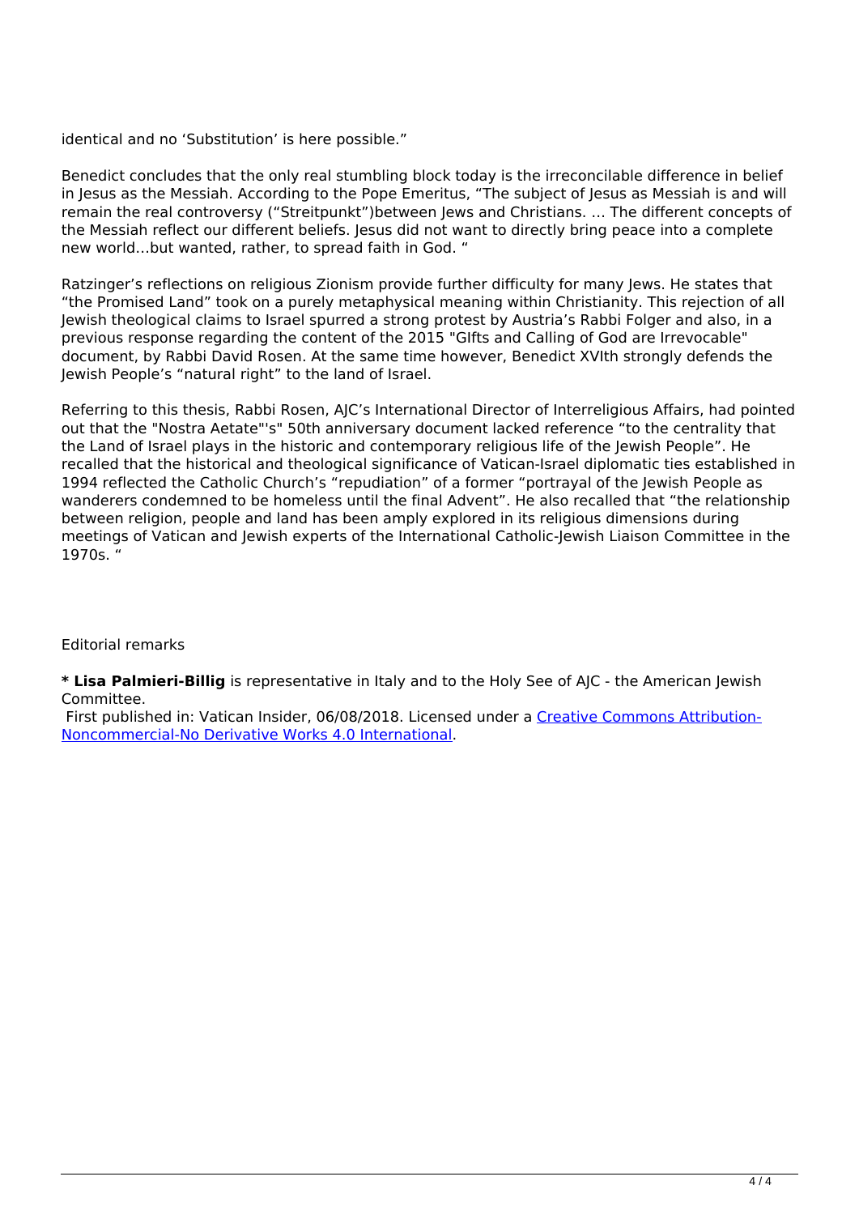identical and no ‘Substitution’ is here possible.”

Benedict concludes that the only real stumbling block today is the irreconcilable difference in belief in Jesus as the Messiah. According to the Pope Emeritus, “The subject of Jesus as Messiah is and will remain the real controversy (“Streitpunkt”)between Jews and Christians. … The different concepts of the Messiah reflect our different beliefs. Jesus did not want to directly bring peace into a complete new world…but wanted, rather, to spread faith in God. “

Ratzinger’s reflections on religious Zionism provide further difficulty for many Jews. He states that “the Promised Land” took on a purely metaphysical meaning within Christianity. This rejection of all Jewish theological claims to Israel spurred a strong protest by Austria’s Rabbi Folger and also, in a previous response regarding the content of the 2015 "GIfts and Calling of God are Irrevocable" document, by Rabbi David Rosen. At the same time however, Benedict XVIth strongly defends the Jewish People’s “natural right” to the land of Israel.

Referring to this thesis, Rabbi Rosen, AJC’s International Director of Interreligious Affairs, had pointed out that the "Nostra Aetate"'s" 50th anniversary document lacked reference “to the centrality that the Land of Israel plays in the historic and contemporary religious life of the Jewish People”. He recalled that the historical and theological significance of Vatican-Israel diplomatic ties established in 1994 reflected the Catholic Church’s “repudiation” of a former “portrayal of the Jewish People as wanderers condemned to be homeless until the final Advent”. He also recalled that “the relationship between religion, people and land has been amply explored in its religious dimensions during meetings of Vatican and Jewish experts of the International Catholic-Jewish Liaison Committee in the 1970s. “

Editorial remarks

* **Lisa Palmieri-Billig** is representative in Italy and to the Holy See of AJC - the American Jewish Committee.

First published in: Vatican Insider, 06/08/2018. Licensed under a Creative Commons Attribution-Noncommercial-No Derivative Works 4.0 International.